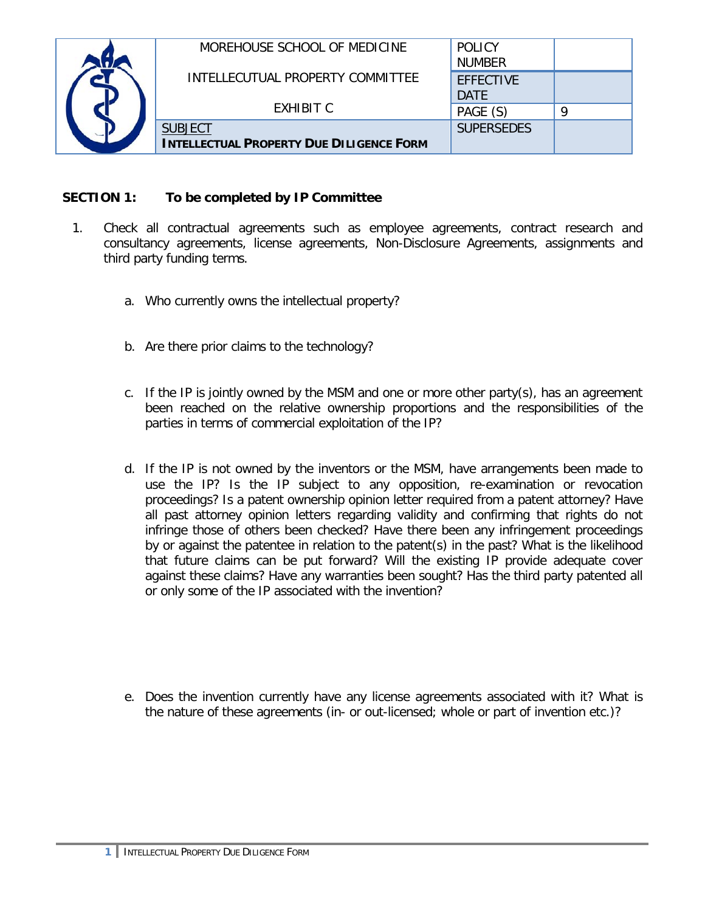| | MOREHOUSE SCHOOL OF MEDICINE | POLICY NUMBER | |
|---|---|---|---|
| | INTELLECUTUAL PROPERTY COMMITTEE | EFFECTIVE DATE | |
| | EXHIBIT C | PAGE (S) | 9 |
| | SUBJECT<br>**INTELLECTUAL PROPERTY DUE DILIGENCE FORM** | SUPERSEDES | |

**SECTION 1: To be completed by IP Committee**

1. Check all contractual agreements such as employee agreements, contract research and consultancy agreements, license agreements, Non-Disclosure Agreements, assignments and third party funding terms.

   a. Who currently owns the intellectual property?

   b. Are there prior claims to the technology?

   c. If the IP is jointly owned by the MSM and one or more other party(s), has an agreement been reached on the relative ownership proportions and the responsibilities of the parties in terms of commercial exploitation of the IP?

   d. If the IP is not owned by the inventors or the MSM, have arrangements been made to use the IP? Is the IP subject to any opposition, re-examination or revocation proceedings? Is a patent ownership opinion letter required from a patent attorney? Have all past attorney opinion letters regarding validity and confirming that rights do not infringe those of others been checked? Have there been any infringement proceedings by or against the patentee in relation to the patent(s) in the past? What is the likelihood that future claims can be put forward? Will the existing IP provide adequate cover against these claims? Have any warranties been sought? Has the third party patented all or only some of the IP associated with the invention?

   e. Does the invention currently have any license agreements associated with it? What is the nature of these agreements (in- or out-licensed; whole or part of invention etc.)?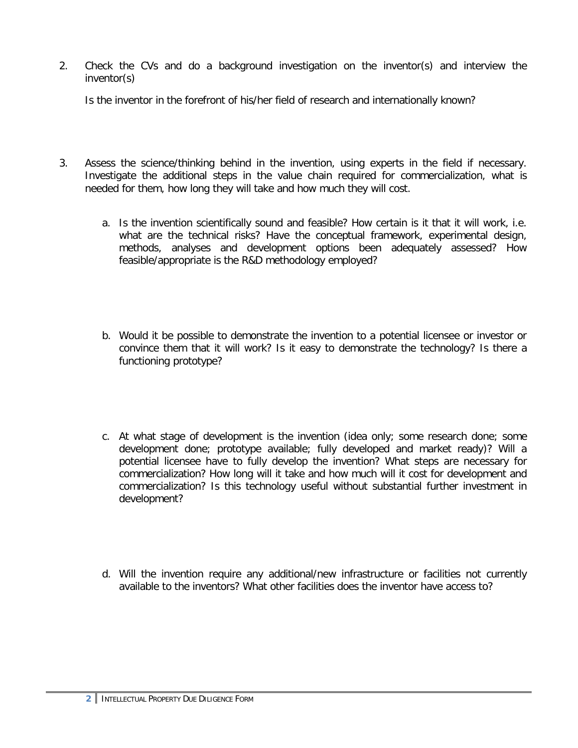2. Check the CVs and do a background investigation on the inventor(s) and interview the inventor(s)

   Is the inventor in the forefront of his/her field of research and internationally known?

3. Assess the science/thinking behind in the invention, using experts in the field if necessary. Investigate the additional steps in the value chain required for commercialization, what is needed for them, how long they will take and how much they will cost.

   a. Is the invention scientifically sound and feasible? How certain is it that it will work, i.e. what are the technical risks? Have the conceptual framework, experimental design, methods, analyses and development options been adequately assessed? How feasible/appropriate is the R&D methodology employed?

   b. Would it be possible to demonstrate the invention to a potential licensee or investor or convince them that it will work? Is it easy to demonstrate the technology? Is there a functioning prototype?

   c. At what stage of development is the invention (idea only; some research done; some development done; prototype available; fully developed and market ready)? Will a potential licensee have to fully develop the invention? What steps are necessary for commercialization? How long will it take and how much will it cost for development and commercialization? Is this technology useful without substantial further investment in development?

   d. Will the invention require any additional/new infrastructure or facilities not currently available to the inventors? What other facilities does the inventor have access to?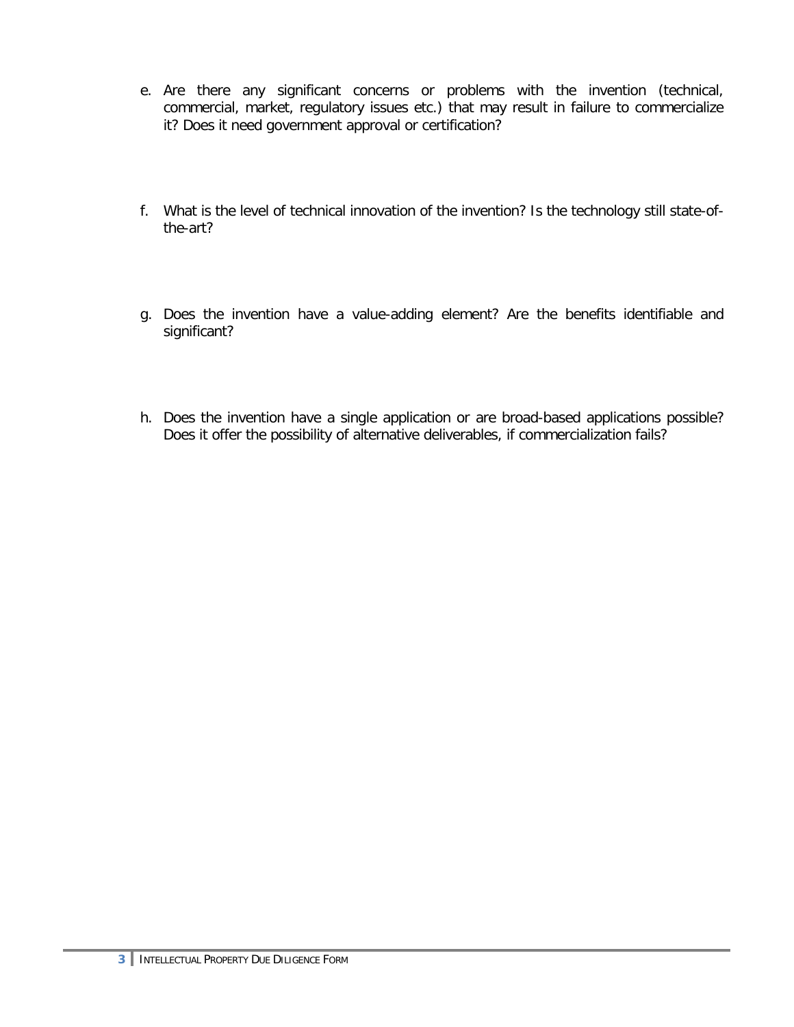e. Are there any significant concerns or problems with the invention (technical, commercial, market, regulatory issues etc.) that may result in failure to commercialize it? Does it need government approval or certification?

f. What is the level of technical innovation of the invention? Is the technology still state-of-the-art?

g. Does the invention have a value-adding element? Are the benefits identifiable and significant?

h. Does the invention have a single application or are broad-based applications possible? Does it offer the possibility of alternative deliverables, if commercialization fails?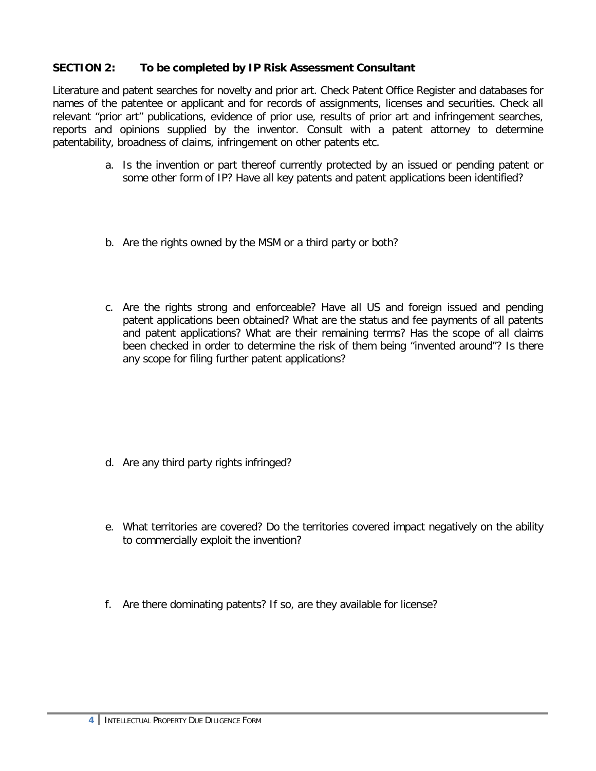**SECTION 2: To be completed by IP Risk Assessment Consultant**

Literature and patent searches for novelty and prior art. Check Patent Office Register and databases for names of the patentee or applicant and for records of assignments, licenses and securities. Check all relevant "prior art" publications, evidence of prior use, results of prior art and infringement searches, reports and opinions supplied by the inventor. Consult with a patent attorney to determine patentability, broadness of claims, infringement on other patents etc.

a. Is the invention or part thereof currently protected by an issued or pending patent or some other form of IP? Have all key patents and patent applications been identified?

b. Are the rights owned by the MSM or a third party or both?

c. Are the rights strong and enforceable? Have all US and foreign issued and pending patent applications been obtained? What are the status and fee payments of all patents and patent applications? What are their remaining terms? Has the scope of all claims been checked in order to determine the risk of them being "invented around"? Is there any scope for filing further patent applications?

d. Are any third party rights infringed?

e. What territories are covered? Do the territories covered impact negatively on the ability to commercially exploit the invention?

f. Are there dominating patents? If so, are they available for license?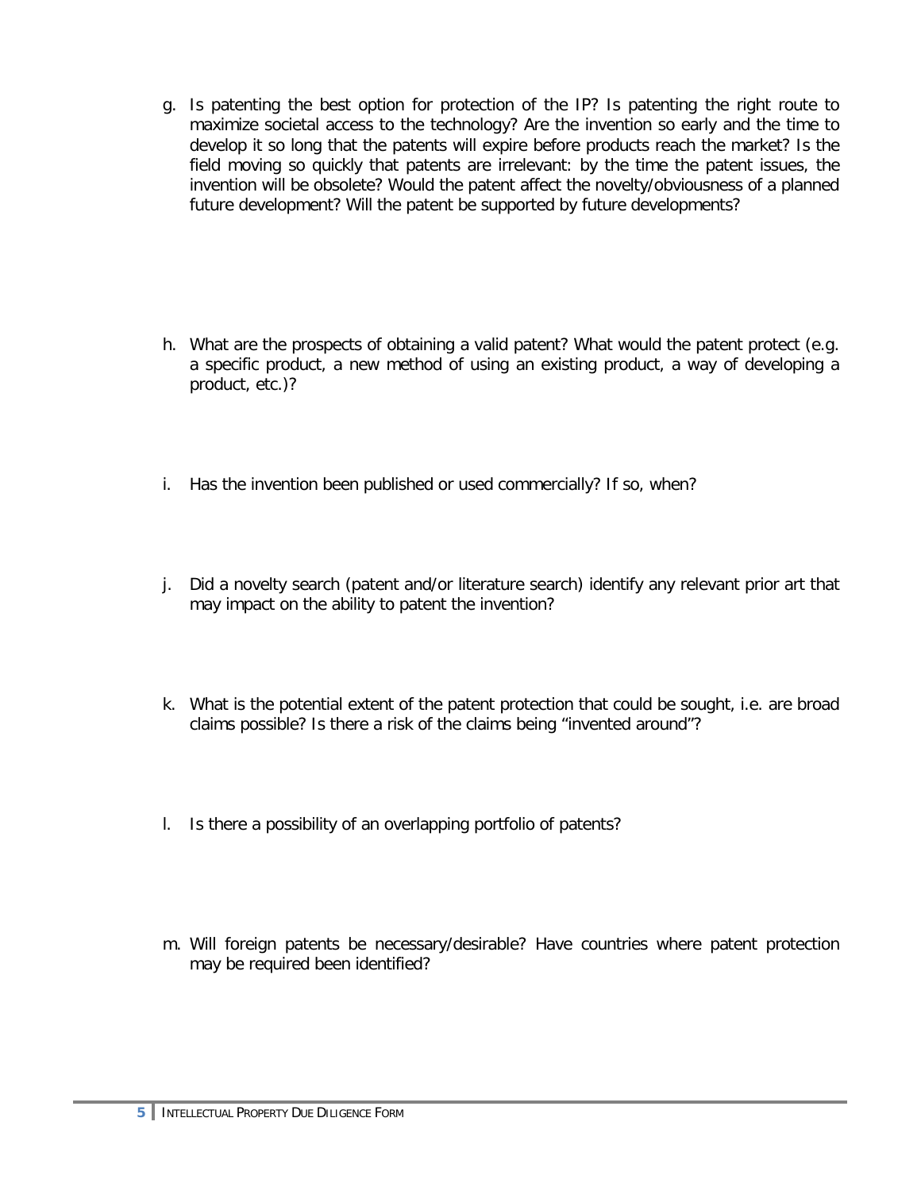g. Is patenting the best option for protection of the IP? Is patenting the right route to maximize societal access to the technology? Are the invention so early and the time to develop it so long that the patents will expire before products reach the market? Is the field moving so quickly that patents are irrelevant: by the time the patent issues, the invention will be obsolete? Would the patent affect the novelty/obviousness of a planned future development? Will the patent be supported by future developments?

h. What are the prospects of obtaining a valid patent? What would the patent protect (e.g. a specific product, a new method of using an existing product, a way of developing a product, etc.)?

i. Has the invention been published or used commercially? If so, when?

j. Did a novelty search (patent and/or literature search) identify any relevant prior art that may impact on the ability to patent the invention?

k. What is the potential extent of the patent protection that could be sought, i.e. are broad claims possible? Is there a risk of the claims being "invented around"?

l. Is there a possibility of an overlapping portfolio of patents?

m. Will foreign patents be necessary/desirable? Have countries where patent protection may be required been identified?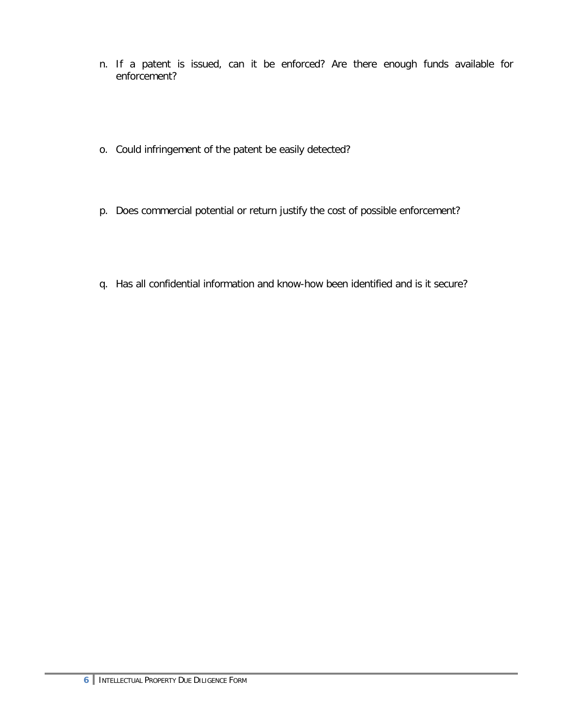n. If a patent is issued, can it be enforced? Are there enough funds available for enforcement?

o. Could infringement of the patent be easily detected?

p. Does commercial potential or return justify the cost of possible enforcement?

q. Has all confidential information and know-how been identified and is it secure?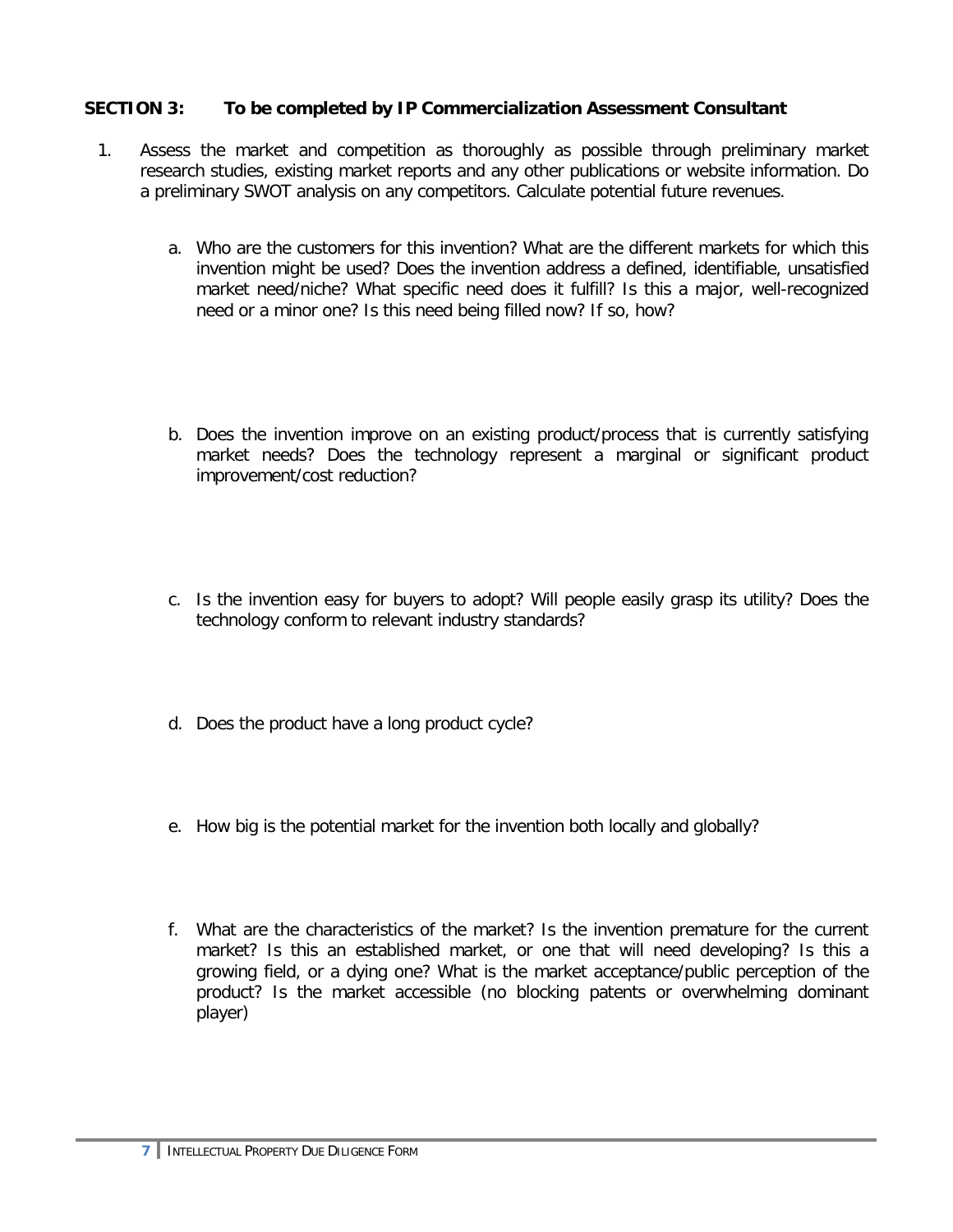**SECTION 3: To be completed by IP Commercialization Assessment Consultant**

1. Assess the market and competition as thoroughly as possible through preliminary market research studies, existing market reports and any other publications or website information. Do a preliminary SWOT analysis on any competitors. Calculate potential future revenues.

   a. Who are the customers for this invention? What are the different markets for which this invention might be used? Does the invention address a defined, identifiable, unsatisfied market need/niche? What specific need does it fulfill? Is this a major, well-recognized need or a minor one? Is this need being filled now? If so, how?

   b. Does the invention improve on an existing product/process that is currently satisfying market needs? Does the technology represent a marginal or significant product improvement/cost reduction?

   c. Is the invention easy for buyers to adopt? Will people easily grasp its utility? Does the technology conform to relevant industry standards?

   d. Does the product have a long product cycle?

   e. How big is the potential market for the invention both locally and globally?

   f. What are the characteristics of the market? Is the invention premature for the current market? Is this an established market, or one that will need developing? Is this a growing field, or a dying one? What is the market acceptance/public perception of the product? Is the market accessible (no blocking patents or overwhelming dominant player)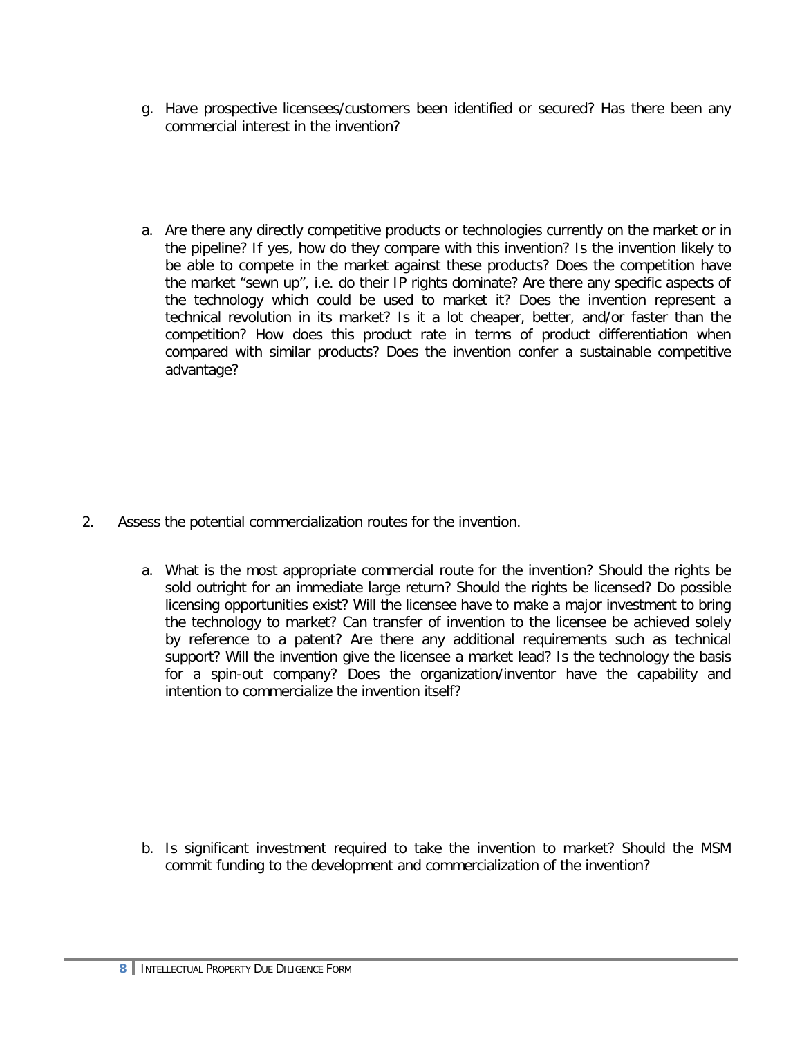g. Have prospective licensees/customers been identified or secured? Has there been any commercial interest in the invention?

a. Are there any directly competitive products or technologies currently on the market or in the pipeline? If yes, how do they compare with this invention? Is the invention likely to be able to compete in the market against these products? Does the competition have the market "sewn up", i.e. do their IP rights dominate? Are there any specific aspects of the technology which could be used to market it? Does the invention represent a technical revolution in its market? Is it a lot cheaper, better, and/or faster than the competition? How does this product rate in terms of product differentiation when compared with similar products? Does the invention confer a sustainable competitive advantage?

2. Assess the potential commercialization routes for the invention.

   a. What is the most appropriate commercial route for the invention? Should the rights be sold outright for an immediate large return? Should the rights be licensed? Do possible licensing opportunities exist? Will the licensee have to make a major investment to bring the technology to market? Can transfer of invention to the licensee be achieved solely by reference to a patent? Are there any additional requirements such as technical support? Will the invention give the licensee a market lead? Is the technology the basis for a spin-out company? Does the organization/inventor have the capability and intention to commercialize the invention itself?

   b. Is significant investment required to take the invention to market? Should the MSM commit funding to the development and commercialization of the invention?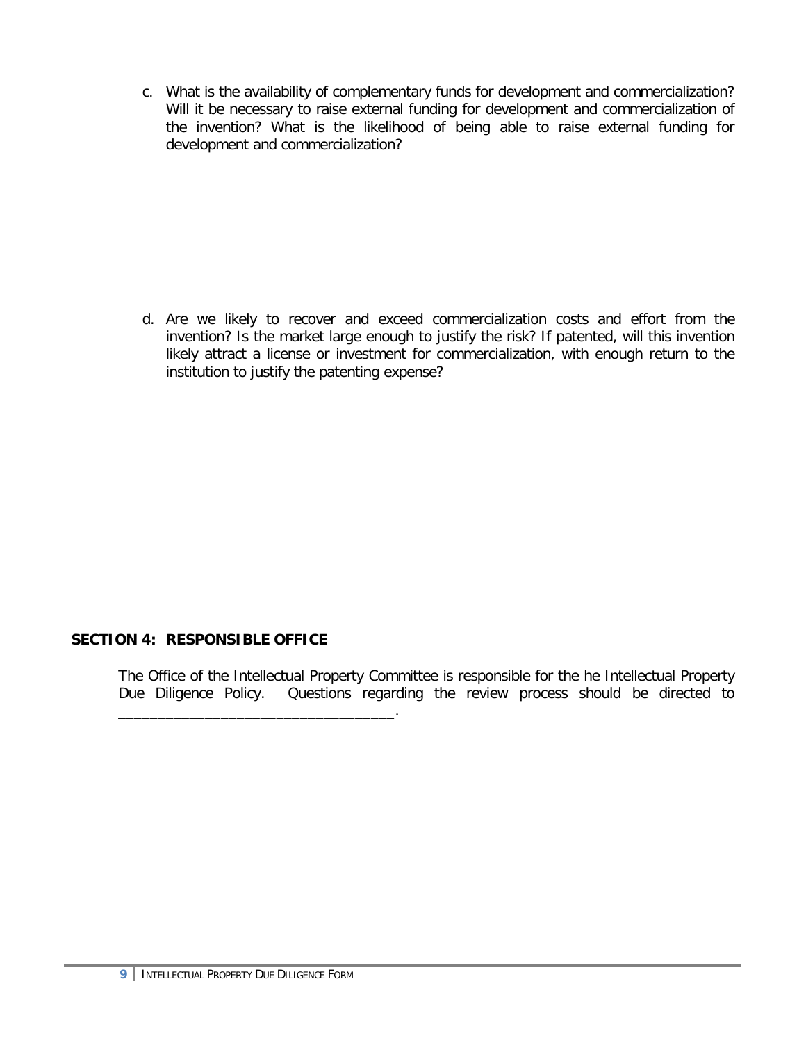c. What is the availability of complementary funds for development and commercialization? Will it be necessary to raise external funding for development and commercialization of the invention? What is the likelihood of being able to raise external funding for development and commercialization?

d. Are we likely to recover and exceed commercialization costs and effort from the invention? Is the market large enough to justify the risk? If patented, will this invention likely attract a license or investment for commercialization, with enough return to the institution to justify the patenting expense?

**SECTION 4: RESPONSIBLE OFFICE**

The Office of the Intellectual Property Committee is responsible for the he Intellectual Property Due Diligence Policy. Questions regarding the review process should be directed to ________________________________.